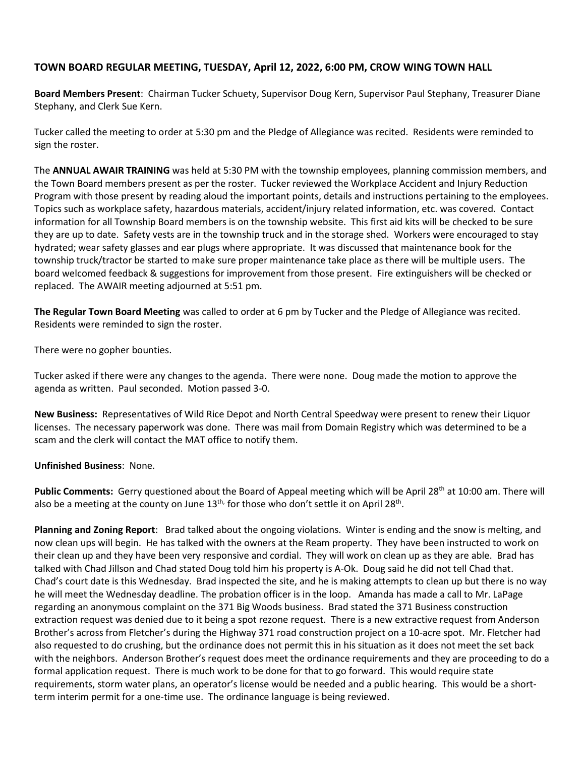**TOWN BOARD REGULAR MEETING, TUESDAY, April 12, 2022, 6:00 PM, CROW WING TOWN HALL**

**Board Members Present**: Chairman Tucker Schuety, Supervisor Doug Kern, Supervisor Paul Stephany, Treasurer Diane Stephany, and Clerk Sue Kern.

Tucker called the meeting to order at 5:30 pm and the Pledge of Allegiance was recited. Residents were reminded to sign the roster.

The **ANNUAL AWAIR TRAINING** was held at 5:30 PM with the township employees, planning commission members, and the Town Board members present as per the roster. Tucker reviewed the Workplace Accident and Injury Reduction Program with those present by reading aloud the important points, details and instructions pertaining to the employees. Topics such as workplace safety, hazardous materials, accident/injury related information, etc. was covered. Contact information for all Township Board members is on the township website. This first aid kits will be checked to be sure they are up to date. Safety vests are in the township truck and in the storage shed. Workers were encouraged to stay hydrated; wear safety glasses and ear plugs where appropriate. It was discussed that maintenance book for the township truck/tractor be started to make sure proper maintenance take place as there will be multiple users. The board welcomed feedback & suggestions for improvement from those present. Fire extinguishers will be checked or replaced. The AWAIR meeting adjourned at 5:51 pm.

**The Regular Town Board Meeting** was called to order at 6 pm by Tucker and the Pledge of Allegiance was recited. Residents were reminded to sign the roster.

There were no gopher bounties.

Tucker asked if there were any changes to the agenda. There were none. Doug made the motion to approve the agenda as written. Paul seconded. Motion passed 3-0.

**New Business:** Representatives of Wild Rice Depot and North Central Speedway were present to renew their Liquor licenses. The necessary paperwork was done. There was mail from Domain Registry which was determined to be a scam and the clerk will contact the MAT office to notify them.

**Unfinished Business**: None.

**Public Comments:** Gerry questioned about the Board of Appeal meeting which will be April 28th at 10:00 am. There will also be a meeting at the county on June 13th, for those who don't settle it on April 28th.

**Planning and Zoning Report**: Brad talked about the ongoing violations. Winter is ending and the snow is melting, and now clean ups will begin. He has talked with the owners at the Ream property. They have been instructed to work on their clean up and they have been very responsive and cordial. They will work on clean up as they are able. Brad has talked with Chad Jillson and Chad stated Doug told him his property is A-Ok. Doug said he did not tell Chad that. Chad's court date is this Wednesday. Brad inspected the site, and he is making attempts to clean up but there is no way he will meet the Wednesday deadline. The probation officer is in the loop. Amanda has made a call to Mr. LaPage regarding an anonymous complaint on the 371 Big Woods business. Brad stated the 371 Business construction extraction request was denied due to it being a spot rezone request. There is a new extractive request from Anderson Brother's across from Fletcher's during the Highway 371 road construction project on a 10-acre spot. Mr. Fletcher had also requested to do crushing, but the ordinance does not permit this in his situation as it does not meet the set back with the neighbors. Anderson Brother's request does meet the ordinance requirements and they are proceeding to do a formal application request. There is much work to be done for that to go forward. This would require state requirements, storm water plans, an operator's license would be needed and a public hearing. This would be a short-term interim permit for a one-time use. The ordinance language is being reviewed.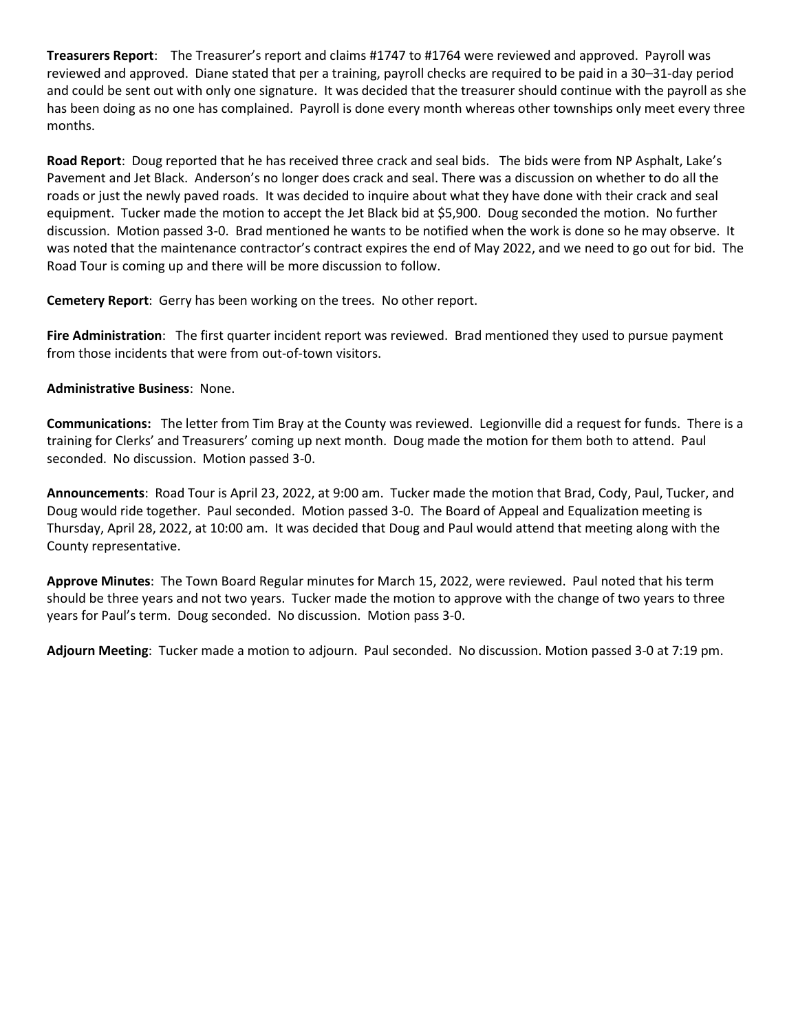**Treasurers Report**: The Treasurer's report and claims #1747 to #1764 were reviewed and approved. Payroll was reviewed and approved. Diane stated that per a training, payroll checks are required to be paid in a 30–31-day period and could be sent out with only one signature. It was decided that the treasurer should continue with the payroll as she has been doing as no one has complained. Payroll is done every month whereas other townships only meet every three months.

**Road Report**: Doug reported that he has received three crack and seal bids. The bids were from NP Asphalt, Lake's Pavement and Jet Black. Anderson's no longer does crack and seal. There was a discussion on whether to do all the roads or just the newly paved roads. It was decided to inquire about what they have done with their crack and seal equipment. Tucker made the motion to accept the Jet Black bid at $5,900. Doug seconded the motion. No further discussion. Motion passed 3-0. Brad mentioned he wants to be notified when the work is done so he may observe. It was noted that the maintenance contractor's contract expires the end of May 2022, and we need to go out for bid. The Road Tour is coming up and there will be more discussion to follow.

**Cemetery Report**: Gerry has been working on the trees. No other report.

**Fire Administration**: The first quarter incident report was reviewed. Brad mentioned they used to pursue payment from those incidents that were from out-of-town visitors.

**Administrative Business**: None.

**Communications:** The letter from Tim Bray at the County was reviewed. Legionville did a request for funds. There is a training for Clerks' and Treasurers' coming up next month. Doug made the motion for them both to attend. Paul seconded. No discussion. Motion passed 3-0.

**Announcements**: Road Tour is April 23, 2022, at 9:00 am. Tucker made the motion that Brad, Cody, Paul, Tucker, and Doug would ride together. Paul seconded. Motion passed 3-0. The Board of Appeal and Equalization meeting is Thursday, April 28, 2022, at 10:00 am. It was decided that Doug and Paul would attend that meeting along with the County representative.

**Approve Minutes**: The Town Board Regular minutes for March 15, 2022, were reviewed. Paul noted that his term should be three years and not two years. Tucker made the motion to approve with the change of two years to three years for Paul's term. Doug seconded. No discussion. Motion pass 3-0.

**Adjourn Meeting**: Tucker made a motion to adjourn. Paul seconded. No discussion. Motion passed 3-0 at 7:19 pm.